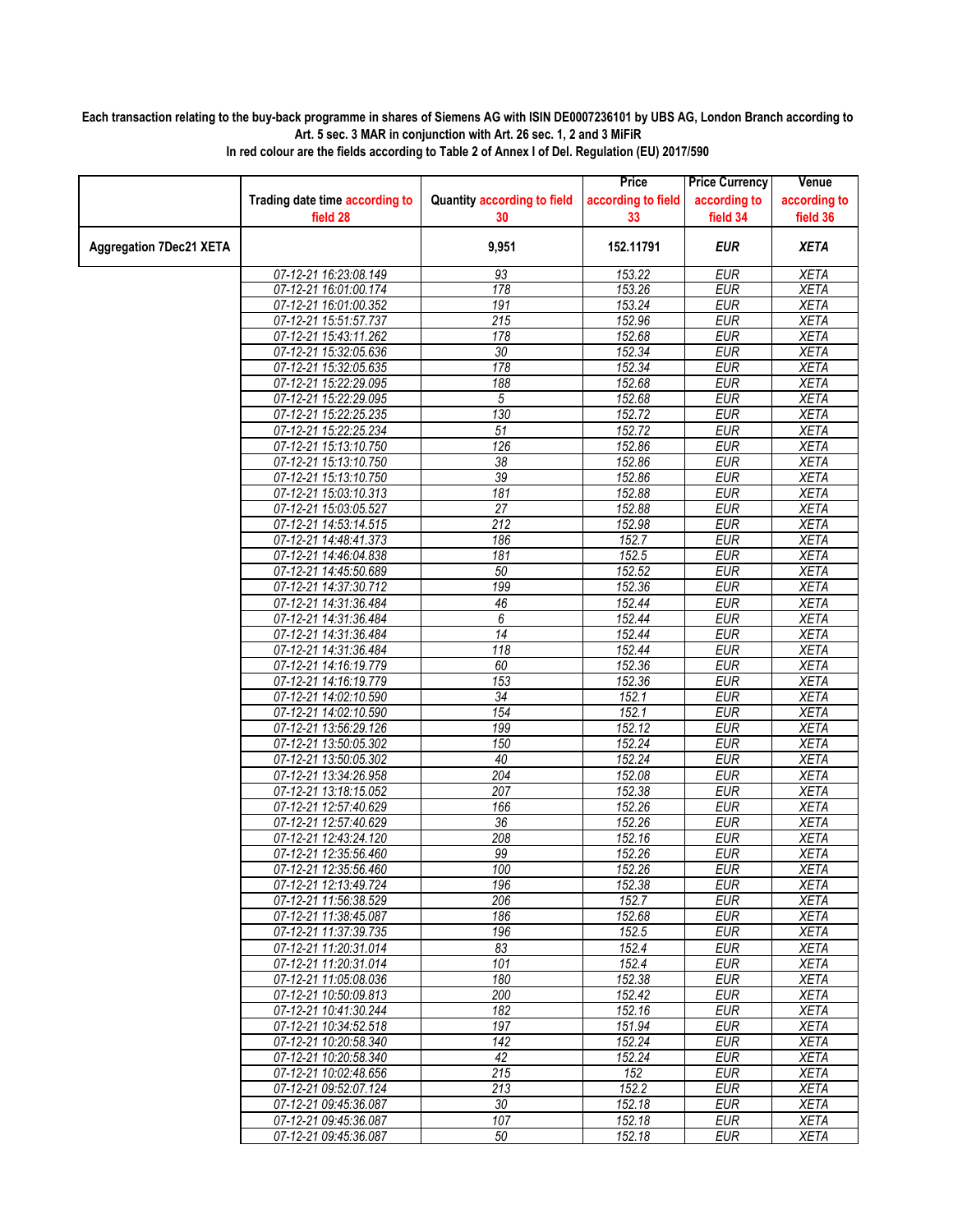**Each transaction relating to the buy-back programme in shares of Siemens AG with ISIN DE0007236101 by UBS AG, London Branch according to Art. 5 sec. 3 MAR in conjunction with Art. 26 sec. 1, 2 and 3 MiFiR**

**In red colour are the fields according to Table 2 of Annex I of Del. Regulation (EU) 2017/590**

| | Trading date time according to field 28 | Quantity according to field 30 | Price according to field 33 | Price Currency according to field 34 | Venue according to field 36 |
|---|---|---|---|---|---|
| **Aggregation 7Dec21 XETA** | | **9,951** | **152.11791** | ***EUR*** | ***XETA*** |
| | 07-12-21 16:23:08.149 | 93 | 153.22 | EUR | XETA |
| | 07-12-21 16:01:00.174 | 178 | 153.26 | EUR | XETA |
| | 07-12-21 16:01:00.352 | 191 | 153.24 | EUR | XETA |
| | 07-12-21 15:51:57.737 | 215 | 152.96 | EUR | XETA |
| | 07-12-21 15:43:11.262 | 178 | 152.68 | EUR | XETA |
| | 07-12-21 15:32:05.636 | 30 | 152.34 | EUR | XETA |
| | 07-12-21 15:32:05.635 | 178 | 152.34 | EUR | XETA |
| | 07-12-21 15:22:29.095 | 188 | 152.68 | EUR | XETA |
| | 07-12-21 15:22:29.095 | 5 | 152.68 | EUR | XETA |
| | 07-12-21 15:22:25.235 | 130 | 152.72 | EUR | XETA |
| | 07-12-21 15:22:25.234 | 51 | 152.72 | EUR | XETA |
| | 07-12-21 15:13:10.750 | 126 | 152.86 | EUR | XETA |
| | 07-12-21 15:13:10.750 | 38 | 152.86 | EUR | XETA |
| | 07-12-21 15:13:10.750 | 39 | 152.86 | EUR | XETA |
| | 07-12-21 15:03:10.313 | 181 | 152.88 | EUR | XETA |
| | 07-12-21 15:03:05.527 | 27 | 152.88 | EUR | XETA |
| | 07-12-21 14:53:14.515 | 212 | 152.98 | EUR | XETA |
| | 07-12-21 14:48:41.373 | 186 | 152.7 | EUR | XETA |
| | 07-12-21 14:46:04.838 | 181 | 152.5 | EUR | XETA |
| | 07-12-21 14:45:50.689 | 50 | 152.52 | EUR | XETA |
| | 07-12-21 14:37:30.712 | 199 | 152.36 | EUR | XETA |
| | 07-12-21 14:31:36.484 | 46 | 152.44 | EUR | XETA |
| | 07-12-21 14:31:36.484 | 6 | 152.44 | EUR | XETA |
| | 07-12-21 14:31:36.484 | 14 | 152.44 | EUR | XETA |
| | 07-12-21 14:31:36.484 | 118 | 152.44 | EUR | XETA |
| | 07-12-21 14:16:19.779 | 60 | 152.36 | EUR | XETA |
| | 07-12-21 14:16:19.779 | 153 | 152.36 | EUR | XETA |
| | 07-12-21 14:02:10.590 | 34 | 152.1 | EUR | XETA |
| | 07-12-21 14:02:10.590 | 154 | 152.1 | EUR | XETA |
| | 07-12-21 13:56:29.126 | 199 | 152.12 | EUR | XETA |
| | 07-12-21 13:50:05.302 | 150 | 152.24 | EUR | XETA |
| | 07-12-21 13:50:05.302 | 40 | 152.24 | EUR | XETA |
| | 07-12-21 13:34:26.958 | 204 | 152.08 | EUR | XETA |
| | 07-12-21 13:18:15.052 | 207 | 152.38 | EUR | XETA |
| | 07-12-21 12:57:40.629 | 166 | 152.26 | EUR | XETA |
| | 07-12-21 12:57:40.629 | 36 | 152.26 | EUR | XETA |
| | 07-12-21 12:43:24.120 | 208 | 152.16 | EUR | XETA |
| | 07-12-21 12:35:56.460 | 99 | 152.26 | EUR | XETA |
| | 07-12-21 12:35:56.460 | 100 | 152.26 | EUR | XETA |
| | 07-12-21 12:13:49.724 | 196 | 152.38 | EUR | XETA |
| | 07-12-21 11:56:38.529 | 206 | 152.7 | EUR | XETA |
| | 07-12-21 11:38:45.087 | 186 | 152.68 | EUR | XETA |
| | 07-12-21 11:37:39.735 | 196 | 152.5 | EUR | XETA |
| | 07-12-21 11:20:31.014 | 83 | 152.4 | EUR | XETA |
| | 07-12-21 11:20:31.014 | 101 | 152.4 | EUR | XETA |
| | 07-12-21 11:05:08.036 | 180 | 152.38 | EUR | XETA |
| | 07-12-21 10:50:09.813 | 200 | 152.42 | EUR | XETA |
| | 07-12-21 10:41:30.244 | 182 | 152.16 | EUR | XETA |
| | 07-12-21 10:34:52.518 | 197 | 151.94 | EUR | XETA |
| | 07-12-21 10:20:58.340 | 142 | 152.24 | EUR | XETA |
| | 07-12-21 10:20:58.340 | 42 | 152.24 | EUR | XETA |
| | 07-12-21 10:02:48.656 | 215 | 152 | EUR | XETA |
| | 07-12-21 09:52:07.124 | 213 | 152.2 | EUR | XETA |
| | 07-12-21 09:45:36.087 | 30 | 152.18 | EUR | XETA |
| | 07-12-21 09:45:36.087 | 107 | 152.18 | EUR | XETA |
| | 07-12-21 09:45:36.087 | 50 | 152.18 | EUR | XETA |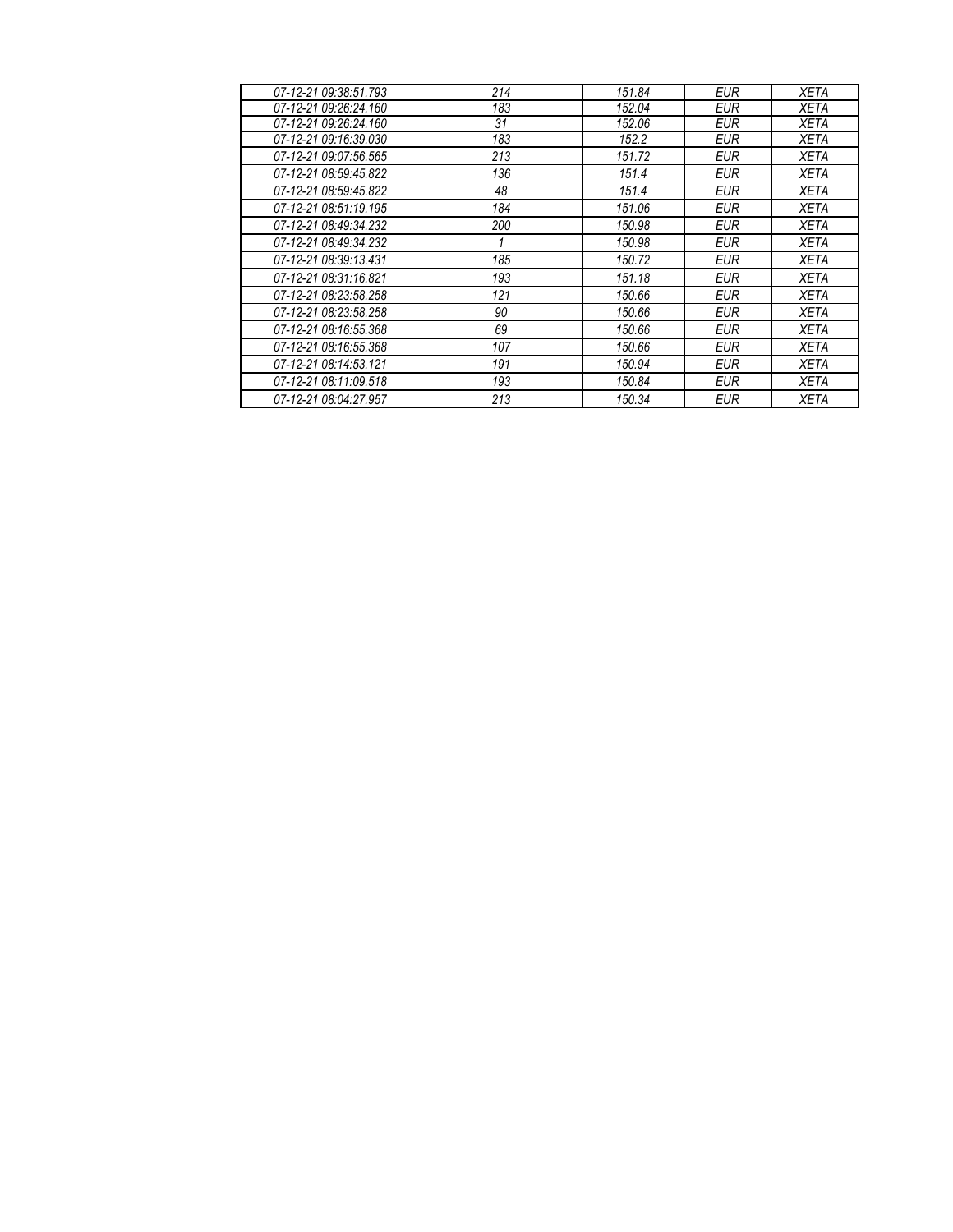| 07-12-21 09:38:51.793 | 214 | 151.84 | EUR | XETA |
|---|---|---|---|---|
| 07-12-21 09:26:24.160 | 183 | 152.04 | EUR | XETA |
| 07-12-21 09:26:24.160 | 31 | 152.06 | EUR | XETA |
| 07-12-21 09:16:39.030 | 183 | 152.2 | EUR | XETA |
| 07-12-21 09:07:56.565 | 213 | 151.72 | EUR | XETA |
| 07-12-21 08:59:45.822 | 136 | 151.4 | EUR | XETA |
| 07-12-21 08:59:45.822 | 48 | 151.4 | EUR | XETA |
| 07-12-21 08:51:19.195 | 184 | 151.06 | EUR | XETA |
| 07-12-21 08:49:34.232 | 200 | 150.98 | EUR | XETA |
| 07-12-21 08:49:34.232 | 1 | 150.98 | EUR | XETA |
| 07-12-21 08:39:13.431 | 185 | 150.72 | EUR | XETA |
| 07-12-21 08:31:16.821 | 193 | 151.18 | EUR | XETA |
| 07-12-21 08:23:58.258 | 121 | 150.66 | EUR | XETA |
| 07-12-21 08:23:58.258 | 90 | 150.66 | EUR | XETA |
| 07-12-21 08:16:55.368 | 69 | 150.66 | EUR | XETA |
| 07-12-21 08:16:55.368 | 107 | 150.66 | EUR | XETA |
| 07-12-21 08:14:53.121 | 191 | 150.94 | EUR | XETA |
| 07-12-21 08:11:09.518 | 193 | 150.84 | EUR | XETA |
| 07-12-21 08:04:27.957 | 213 | 150.34 | EUR | XETA |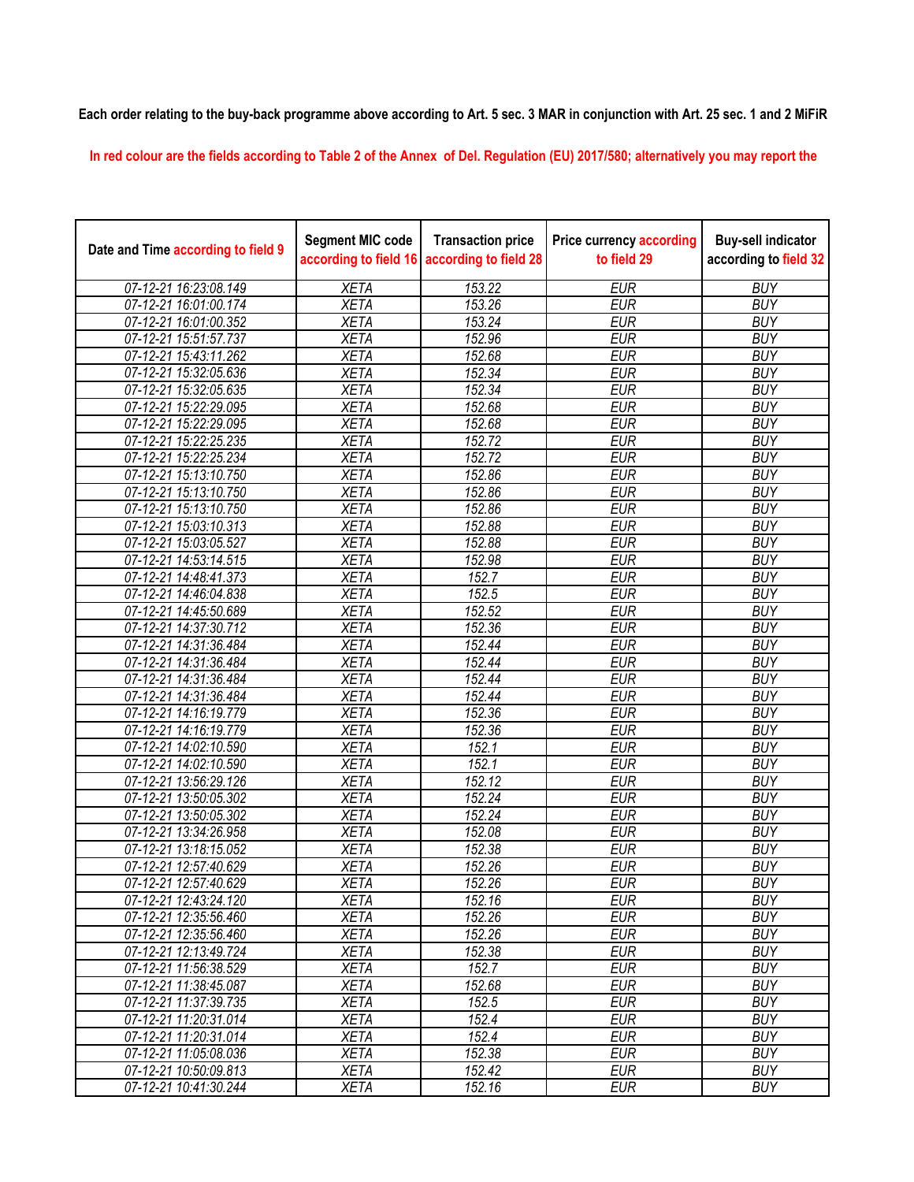**Each order relating to the buy-back programme above according to Art. 5 sec. 3 MAR in conjunction with Art. 25 sec. 1 and 2 MiFiR**

In red colour are the fields according to Table 2 of the Annex of Del. Regulation (EU) 2017/580; alternatively you may report the

| Date and Time according to field 9 | Segment MIC code according to field 16 | Transaction price according to field 28 | Price currency according to field 29 | Buy-sell indicator according to field 32 |
|---|---|---|---|---|
| 07-12-21 16:23:08.149 | XETA | 153.22 | EUR | BUY |
| 07-12-21 16:01:00.174 | XETA | 153.26 | EUR | BUY |
| 07-12-21 16:01:00.352 | XETA | 153.24 | EUR | BUY |
| 07-12-21 15:51:57.737 | XETA | 152.96 | EUR | BUY |
| 07-12-21 15:43:11.262 | XETA | 152.68 | EUR | BUY |
| 07-12-21 15:32:05.636 | XETA | 152.34 | EUR | BUY |
| 07-12-21 15:32:05.635 | XETA | 152.34 | EUR | BUY |
| 07-12-21 15:22:29.095 | XETA | 152.68 | EUR | BUY |
| 07-12-21 15:22:29.095 | XETA | 152.68 | EUR | BUY |
| 07-12-21 15:22:25.235 | XETA | 152.72 | EUR | BUY |
| 07-12-21 15:22:25.234 | XETA | 152.72 | EUR | BUY |
| 07-12-21 15:13:10.750 | XETA | 152.86 | EUR | BUY |
| 07-12-21 15:13:10.750 | XETA | 152.86 | EUR | BUY |
| 07-12-21 15:13:10.750 | XETA | 152.86 | EUR | BUY |
| 07-12-21 15:03:10.313 | XETA | 152.88 | EUR | BUY |
| 07-12-21 15:03:05.527 | XETA | 152.88 | EUR | BUY |
| 07-12-21 14:53:14.515 | XETA | 152.98 | EUR | BUY |
| 07-12-21 14:48:41.373 | XETA | 152.7 | EUR | BUY |
| 07-12-21 14:46:04.838 | XETA | 152.5 | EUR | BUY |
| 07-12-21 14:45:50.689 | XETA | 152.52 | EUR | BUY |
| 07-12-21 14:37:30.712 | XETA | 152.36 | EUR | BUY |
| 07-12-21 14:31:36.484 | XETA | 152.44 | EUR | BUY |
| 07-12-21 14:31:36.484 | XETA | 152.44 | EUR | BUY |
| 07-12-21 14:31:36.484 | XETA | 152.44 | EUR | BUY |
| 07-12-21 14:31:36.484 | XETA | 152.44 | EUR | BUY |
| 07-12-21 14:16:19.779 | XETA | 152.36 | EUR | BUY |
| 07-12-21 14:16:19.779 | XETA | 152.36 | EUR | BUY |
| 07-12-21 14:02:10.590 | XETA | 152.1 | EUR | BUY |
| 07-12-21 14:02:10.590 | XETA | 152.1 | EUR | BUY |
| 07-12-21 13:56:29.126 | XETA | 152.12 | EUR | BUY |
| 07-12-21 13:50:05.302 | XETA | 152.24 | EUR | BUY |
| 07-12-21 13:50:05.302 | XETA | 152.24 | EUR | BUY |
| 07-12-21 13:34:26.958 | XETA | 152.08 | EUR | BUY |
| 07-12-21 13:18:15.052 | XETA | 152.38 | EUR | BUY |
| 07-12-21 12:57:40.629 | XETA | 152.26 | EUR | BUY |
| 07-12-21 12:57:40.629 | XETA | 152.26 | EUR | BUY |
| 07-12-21 12:43:24.120 | XETA | 152.16 | EUR | BUY |
| 07-12-21 12:35:56.460 | XETA | 152.26 | EUR | BUY |
| 07-12-21 12:35:56.460 | XETA | 152.26 | EUR | BUY |
| 07-12-21 12:13:49.724 | XETA | 152.38 | EUR | BUY |
| 07-12-21 11:56:38.529 | XETA | 152.7 | EUR | BUY |
| 07-12-21 11:38:45.087 | XETA | 152.68 | EUR | BUY |
| 07-12-21 11:37:39.735 | XETA | 152.5 | EUR | BUY |
| 07-12-21 11:20:31.014 | XETA | 152.4 | EUR | BUY |
| 07-12-21 11:20:31.014 | XETA | 152.4 | EUR | BUY |
| 07-12-21 11:05:08.036 | XETA | 152.38 | EUR | BUY |
| 07-12-21 10:50:09.813 | XETA | 152.42 | EUR | BUY |
| 07-12-21 10:41:30.244 | XETA | 152.16 | EUR | BUY |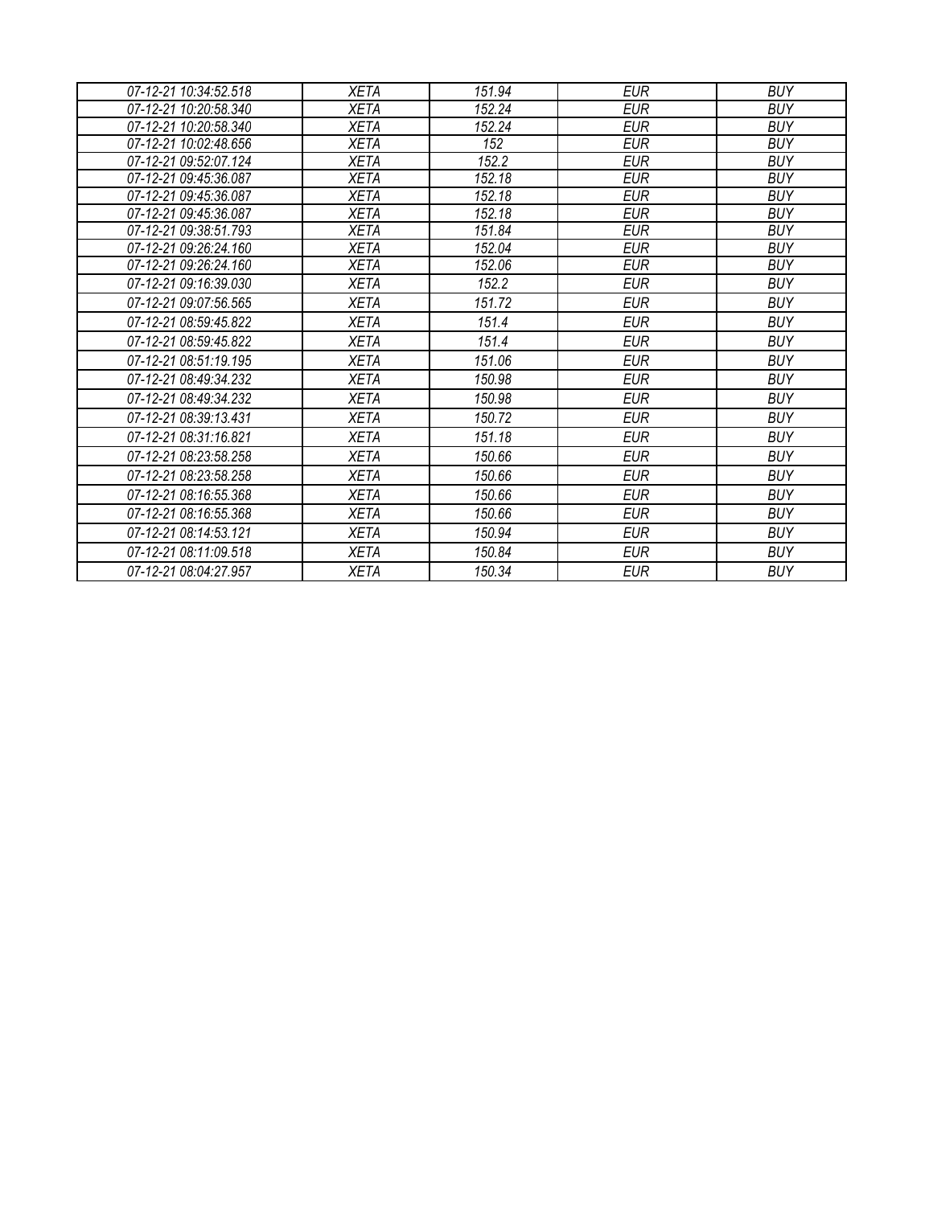| | | | | |
|---|---|---|---|---|
| *07-12-21 10:34:52.518* | *XETA* | *151.94* | *EUR* | *BUY* |
| *07-12-21 10:20:58.340* | *XETA* | *152.24* | *EUR* | *BUY* |
| *07-12-21 10:20:58.340* | *XETA* | *152.24* | *EUR* | *BUY* |
| *07-12-21 10:02:48.656* | *XETA* | *152* | *EUR* | *BUY* |
| *07-12-21 09:52:07.124* | *XETA* | *152.2* | *EUR* | *BUY* |
| *07-12-21 09:45:36.087* | *XETA* | *152.18* | *EUR* | *BUY* |
| *07-12-21 09:45:36.087* | *XETA* | *152.18* | *EUR* | *BUY* |
| *07-12-21 09:45:36.087* | *XETA* | *152.18* | *EUR* | *BUY* |
| *07-12-21 09:38:51.793* | *XETA* | *151.84* | *EUR* | *BUY* |
| *07-12-21 09:26:24.160* | *XETA* | *152.04* | *EUR* | *BUY* |
| *07-12-21 09:26:24.160* | *XETA* | *152.06* | *EUR* | *BUY* |
| *07-12-21 09:16:39.030* | *XETA* | *152.2* | *EUR* | *BUY* |
| *07-12-21 09:07:56.565* | *XETA* | *151.72* | *EUR* | *BUY* |
| *07-12-21 08:59:45.822* | *XETA* | *151.4* | *EUR* | *BUY* |
| *07-12-21 08:59:45.822* | *XETA* | *151.4* | *EUR* | *BUY* |
| *07-12-21 08:51:19.195* | *XETA* | *151.06* | *EUR* | *BUY* |
| *07-12-21 08:49:34.232* | *XETA* | *150.98* | *EUR* | *BUY* |
| *07-12-21 08:49:34.232* | *XETA* | *150.98* | *EUR* | *BUY* |
| *07-12-21 08:39:13.431* | *XETA* | *150.72* | *EUR* | *BUY* |
| *07-12-21 08:31:16.821* | *XETA* | *151.18* | *EUR* | *BUY* |
| *07-12-21 08:23:58.258* | *XETA* | *150.66* | *EUR* | *BUY* |
| *07-12-21 08:23:58.258* | *XETA* | *150.66* | *EUR* | *BUY* |
| *07-12-21 08:16:55.368* | *XETA* | *150.66* | *EUR* | *BUY* |
| *07-12-21 08:16:55.368* | *XETA* | *150.66* | *EUR* | *BUY* |
| *07-12-21 08:14:53.121* | *XETA* | *150.94* | *EUR* | *BUY* |
| *07-12-21 08:11:09.518* | *XETA* | *150.84* | *EUR* | *BUY* |
| *07-12-21 08:04:27.957* | *XETA* | *150.34* | *EUR* | *BUY* |